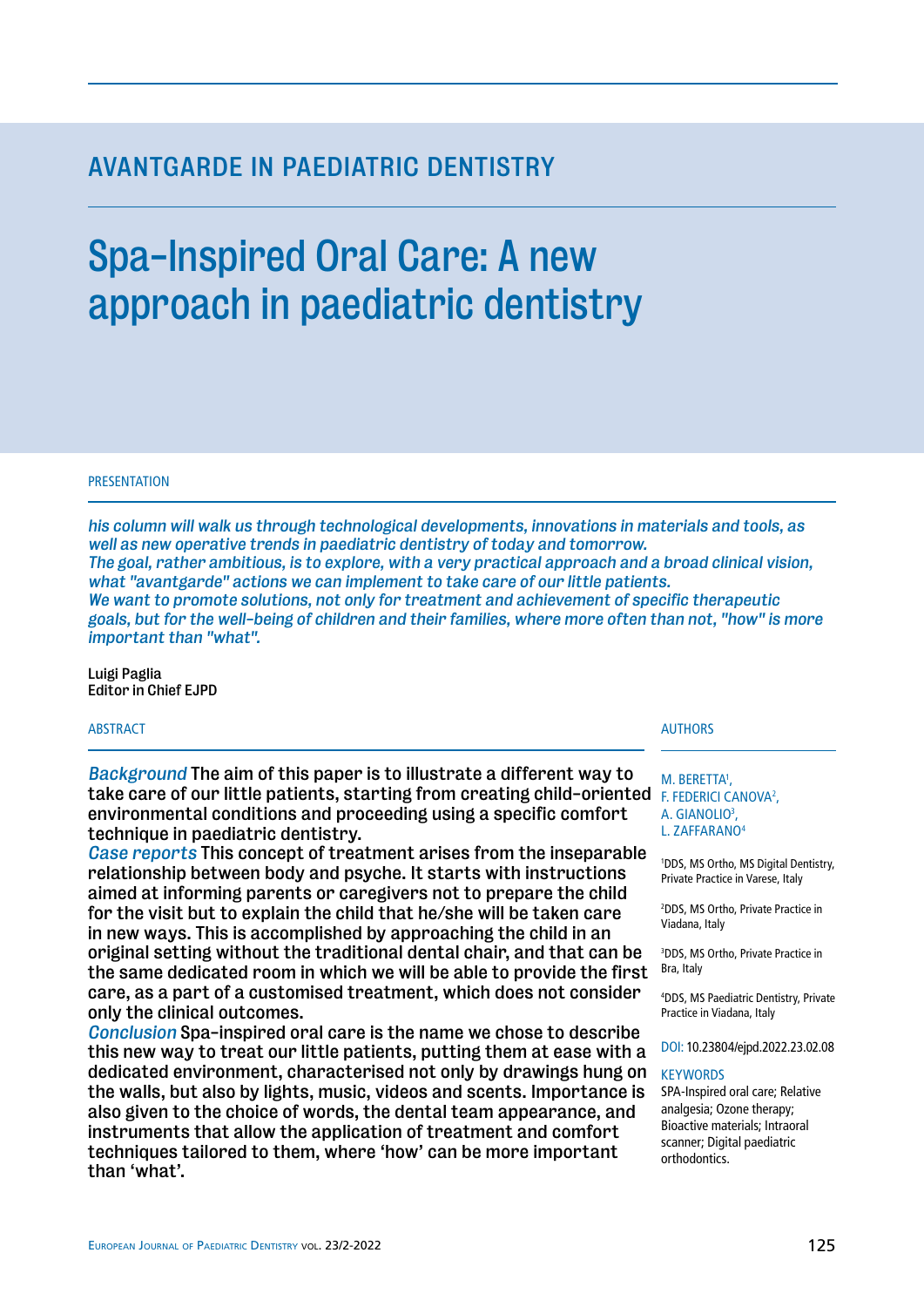# AVANTGARDE IN PAEDIATRIC DENTISTRY

# Spa-Inspired Oral Care: A new approach in paediatric dentistry

## PRESENTATION

*his column will walk us through technological developments, innovations in materials and tools, as well as new operative trends in paediatric dentistry of today and tomorrow.*
*The goal, rather ambitious, is to explore, with a very practical approach and a broad clinical vision, what "avantgarde" actions we can implement to take care of our little patients.*
*We want to promote solutions, not only for treatment and achievement of specific therapeutic goals, but for the well-being of children and their families, where more often than not, "how" is more important than "what".*

Luigi Paglia
Editor in Chief EJPD

## AUTHORS

M. BERETTA[1],
F. FEDERICI CANOVA[2],
A. GIANOLIO[3],
L. ZAFFARANO[4]

[1]DDS, MS Ortho, MS Digital Dentistry, Private Practice in Varese, Italy

[2]DDS, MS Ortho, Private Practice in Viadana, Italy

[3]DDS, MS Ortho, Private Practice in Bra, Italy

[4]DDS, MS Paediatric Dentistry, Private Practice in Viadana, Italy

DOI: 10.23804/ejpd.2022.23.02.08

## KEYWORDS

SPA-Inspired oral care; Relative analgesia; Ozone therapy; Bioactive materials; Intraoral scanner; Digital paediatric orthodontics.

## ABSTRACT

*Background* The aim of this paper is to illustrate a different way to take care of our little patients, starting from creating child-oriented environmental conditions and proceeding using a specific comfort technique in paediatric dentistry.

*Case reports* This concept of treatment arises from the inseparable relationship between body and psyche. It starts with instructions aimed at informing parents or caregivers not to prepare the child for the visit but to explain the child that he/she will be taken care in new ways. This is accomplished by approaching the child in an original setting without the traditional dental chair, and that can be the same dedicated room in which we will be able to provide the first care, as a part of a customised treatment, which does not consider only the clinical outcomes.

*Conclusion* Spa-inspired oral care is the name we chose to describe this new way to treat our little patients, putting them at ease with a dedicated environment, characterised not only by drawings hung on the walls, but also by lights, music, videos and scents. Importance is also given to the choice of words, the dental team appearance, and instruments that allow the application of treatment and comfort techniques tailored to them, where 'how' can be more important than 'what'.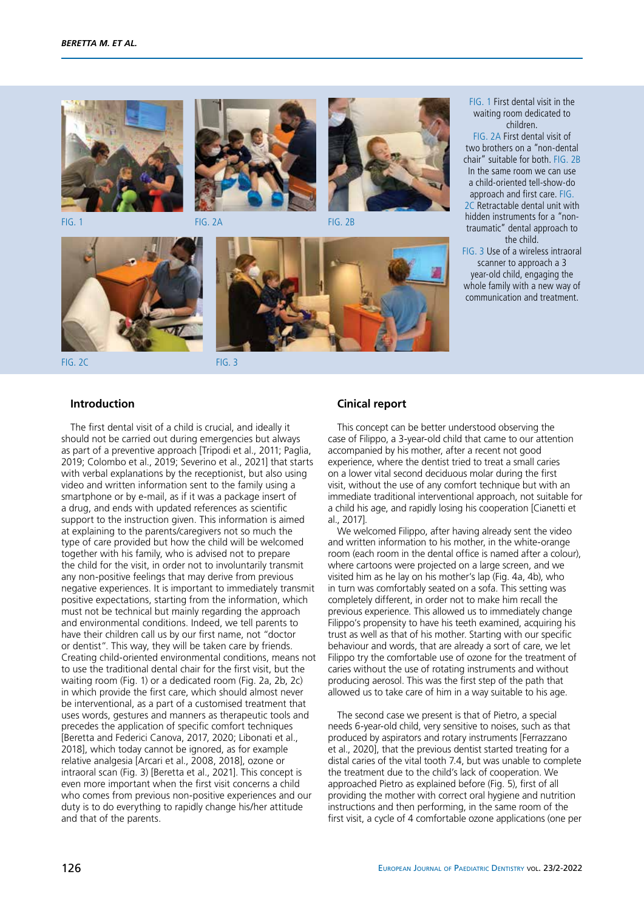FIG. 1 First dental visit in the waiting room dedicated to children.
FIG. 2A First dental visit of two brothers on a "non-dental chair" suitable for both. FIG. 2B In the same room we can use a child-oriented tell-show-do approach and first care. FIG. 2C Retractable dental unit with hidden instruments for a "non-traumatic" dental approach to the child.
FIG. 3 Use of a wireless intraoral scanner to approach a 3 year-old child, engaging the whole family with a new way of communication and treatment.

## Introduction

The first dental visit of a child is crucial, and ideally it should not be carried out during emergencies but always as part of a preventive approach [Tripodi et al., 2011; Paglia, 2019; Colombo et al., 2019; Severino et al., 2021] that starts with verbal explanations by the receptionist, but also using video and written information sent to the family using a smartphone or by e-mail, as if it was a package insert of a drug, and ends with updated references as scientific support to the instruction given. This information is aimed at explaining to the parents/caregivers not so much the type of care provided but how the child will be welcomed together with his family, who is advised not to prepare the child for the visit, in order not to involuntarily transmit any non-positive feelings that may derive from previous negative experiences. It is important to immediately transmit positive expectations, starting from the information, which must not be technical but mainly regarding the approach and environmental conditions. Indeed, we tell parents to have their children call us by our first name, not "doctor or dentist". This way, they will be taken care by friends. Creating child-oriented environmental conditions, means not to use the traditional dental chair for the first visit, but the waiting room (Fig. 1) or a dedicated room (Fig. 2a, 2b, 2c) in which provide the first care, which should almost never be interventional, as a part of a customised treatment that uses words, gestures and manners as therapeutic tools and precedes the application of specific comfort techniques [Beretta and Federici Canova, 2017, 2020; Libonati et al., 2018], which today cannot be ignored, as for example relative analgesia [Arcari et al., 2008, 2018], ozone or intraoral scan (Fig. 3) [Beretta et al., 2021]. This concept is even more important when the first visit concerns a child who comes from previous non-positive experiences and our duty is to do everything to rapidly change his/her attitude and that of the parents.

## Cinical report

This concept can be better understood observing the case of Filippo, a 3-year-old child that came to our attention accompanied by his mother, after a recent not good experience, where the dentist tried to treat a small caries on a lower vital second deciduous molar during the first visit, without the use of any comfort technique but with an immediate traditional interventional approach, not suitable for a child his age, and rapidly losing his cooperation [Cianetti et al., 2017].

We welcomed Filippo, after having already sent the video and written information to his mother, in the white-orange room (each room in the dental office is named after a colour), where cartoons were projected on a large screen, and we visited him as he lay on his mother's lap (Fig. 4a, 4b), who in turn was comfortably seated on a sofa. This setting was completely different, in order not to make him recall the previous experience. This allowed us to immediately change Filippo's propensity to have his teeth examined, acquiring his trust as well as that of his mother. Starting with our specific behaviour and words, that are already a sort of care, we let Filippo try the comfortable use of ozone for the treatment of caries without the use of rotating instruments and without producing aerosol. This was the first step of the path that allowed us to take care of him in a way suitable to his age.

The second case we present is that of Pietro, a special needs 6-year-old child, very sensitive to noises, such as that produced by aspirators and rotary instruments [Ferrazzano et al., 2020], that the previous dentist started treating for a distal caries of the vital tooth 7.4, but was unable to complete the treatment due to the child's lack of cooperation. We approached Pietro as explained before (Fig. 5), first of all providing the mother with correct oral hygiene and nutrition instructions and then performing, in the same room of the first visit, a cycle of 4 comfortable ozone applications (one per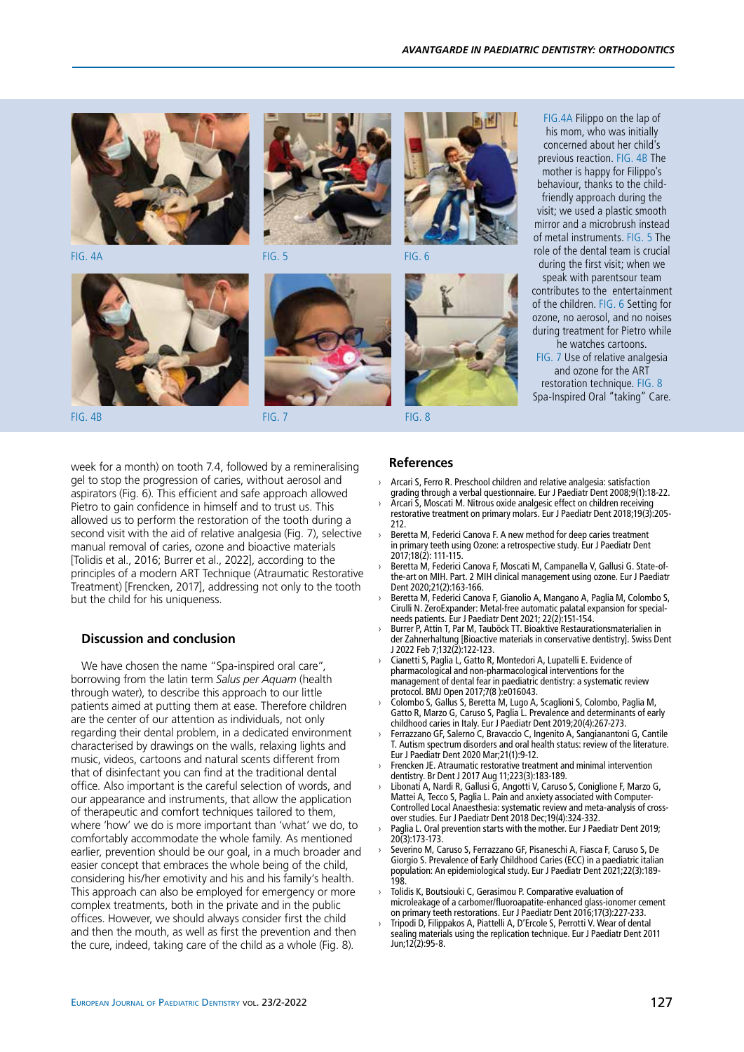FIG. 4A FIG. 5 FIG. 6

FIG. 4B FIG. 7 FIG. 8

FIG.4A Filippo on the lap of his mom, who was initially concerned about her child's previous reaction. FIG. 4B The mother is happy for Filippo's behaviour, thanks to the child-friendly approach during the visit; we used a plastic smooth mirror and a microbrush instead of metal instruments. FIG. 5 The role of the dental team is crucial during the first visit; when we speak with parentsour team contributes to the entertainment of the children. FIG. 6 Setting for ozone, no aerosol, and no noises during treatment for Pietro while he watches cartoons. FIG. 7 Use of relative analgesia and ozone for the ART restoration technique. FIG. 8 Spa-Inspired Oral "taking" Care.

week for a month) on tooth 7.4, followed by a remineralising gel to stop the progression of caries, without aerosol and aspirators (Fig. 6). This efficient and safe approach allowed Pietro to gain confidence in himself and to trust us. This allowed us to perform the restoration of the tooth during a second visit with the aid of relative analgesia (Fig. 7), selective manual removal of caries, ozone and bioactive materials [Tolidis et al., 2016; Burrer et al., 2022], according to the principles of a modern ART Technique (Atraumatic Restorative Treatment) [Frencken, 2017], addressing not only to the tooth but the child for his uniqueness.

## Discussion and conclusion

We have chosen the name "Spa-inspired oral care", borrowing from the latin term *Salus per Aquam* (health through water), to describe this approach to our little patients aimed at putting them at ease. Therefore children are the center of our attention as individuals, not only regarding their dental problem, in a dedicated environment characterised by drawings on the walls, relaxing lights and music, videos, cartoons and natural scents different from that of disinfectant you can find at the traditional dental office. Also important is the careful selection of words, and our appearance and instruments, that allow the application of therapeutic and comfort techniques tailored to them, where 'how' we do is more important than 'what' we do, to comfortably accommodate the whole family. As mentioned earlier, prevention should be our goal, in a much broader and easier concept that embraces the whole being of the child, considering his/her emotivity and his and his family's health. This approach can also be employed for emergency or more complex treatments, both in the private and in the public offices. However, we should always consider first the child and then the mouth, as well as first the prevention and then the cure, indeed, taking care of the child as a whole (Fig. 8).

## References

- Arcari S, Ferro R. Preschool children and relative analgesia: satisfaction grading through a verbal questionnaire. Eur J Paediatr Dent 2008;9(1):18-22.
- Arcari S, Moscati M. Nitrous oxide analgesic effect on children receiving restorative treatment on primary molars. Eur J Paediatr Dent 2018;19(3):205-212.
- Beretta M, Federici Canova F. A new method for deep caries treatment in primary teeth using Ozone: a retrospective study. Eur J Paediatr Dent 2017;18(2): 111-115.
- Beretta M, Federici Canova F, Moscati M, Campanella V, Gallusi G. State-of-the-art on MIH. Part. 2 MIH clinical management using ozone. Eur J Paediatr Dent 2020;21(2):163-166.
- Beretta M, Federici Canova F, Gianolio A, Mangano A, Paglia M, Colombo S, Cirulli N. ZeroExpander: Metal-free automatic palatal expansion for special-needs patients. Eur J Paediatr Dent 2021; 22(2):151-154.
- Burrer P, Attin T, Par M, Tauböck TT. Bioaktive Restaurationsmaterialien in der Zahnerhaltung [Bioactive materials in conservative dentistry]. Swiss Dent J 2022 Feb 7;132(2):122-123.
- Cianetti S, Paglia L, Gatto R, Montedori A, Lupatelli E. Evidence of pharmacological and non-pharmacological interventions for the management of dental fear in paediatric dentistry: a systematic review protocol. BMJ Open 2017;7(8 ):e016043.
- Colombo S, Gallus S, Beretta M, Lugo A, Scaglioni S, Colombo, Paglia M, Gatto R, Marzo G, Caruso S, Paglia L. Prevalence and determinants of early childhood caries in Italy. Eur J Paediatr Dent 2019;20(4):267-273.
- Ferrazzano GF, Salerno C, Bravaccio C, Ingenito A, Sangianantoni G, Cantile T. Autism spectrum disorders and oral health status: review of the literature. Eur J Paediatr Dent 2020 Mar;21(1):9-12.
- Frencken JE. Atraumatic restorative treatment and minimal intervention dentistry. Br Dent J 2017 Aug 11;223(3):183-189.
- Libonati A, Nardi R, Gallusi G, Angotti V, Caruso S, Coniglione F, Marzo G, Mattei A, Tecco S, Paglia L. Pain and anxiety associated with Computer-Controlled Local Anaesthesia: systematic review and meta-analysis of cross-over studies. Eur J Paediatr Dent 2018 Dec;19(4):324-332.
- Paglia L. Oral prevention starts with the mother. Eur J Paediatr Dent 2019; 20(3):173-173.
- Severino M, Caruso S, Ferrazzano GF, Pisaneschi A, Fiasca F, Caruso S, De Giorgio S. Prevalence of Early Childhood Caries (ECC) in a paediatric italian population: An epidemiological study. Eur J Paediatr Dent 2021;22(3):189-198.
- Tolidis K, Boutsiouki C, Gerasimou P. Comparative evaluation of microleakage of a carbomer/fluoroapatite-enhanced glass-ionomer cement on primary teeth restorations. Eur J Paediatr Dent 2016;17(3):227-233.
- Tripodi D, Filippakos A, Piattelli A, D'Ercole S, Perrotti V. Wear of dental sealing materials using the replication technique. Eur J Paediatr Dent 2011 Jun;12(2):95-8.